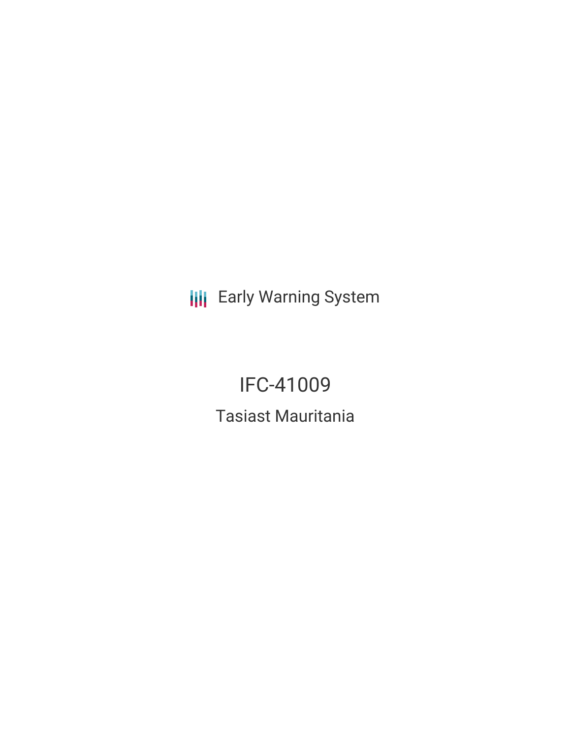Early Warning System

# IFC-41009

## Tasiast Mauritania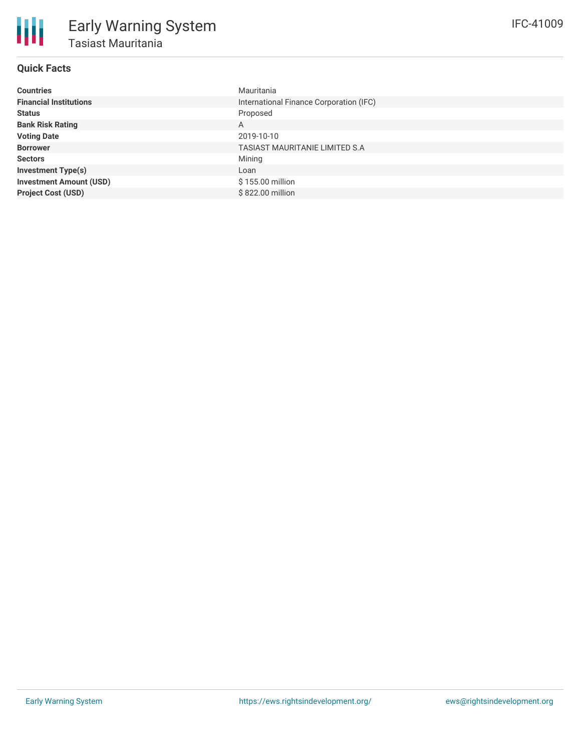# Early Warning System

## Tasiast Mauritania

IFC-41009

### Quick Facts

| | |
|---|---|
| **Countries** | Mauritania |
| **Financial Institutions** | International Finance Corporation (IFC) |
| **Status** | Proposed |
| **Bank Risk Rating** | A |
| **Voting Date** | 2019-10-10 |
| **Borrower** | TASIAST MAURITANIE LIMITED S.A |
| **Sectors** | Mining |
| **Investment Type(s)** | Loan |
| **Investment Amount (USD)** | $ 155.00 million |
| **Project Cost (USD)** | $ 822.00 million |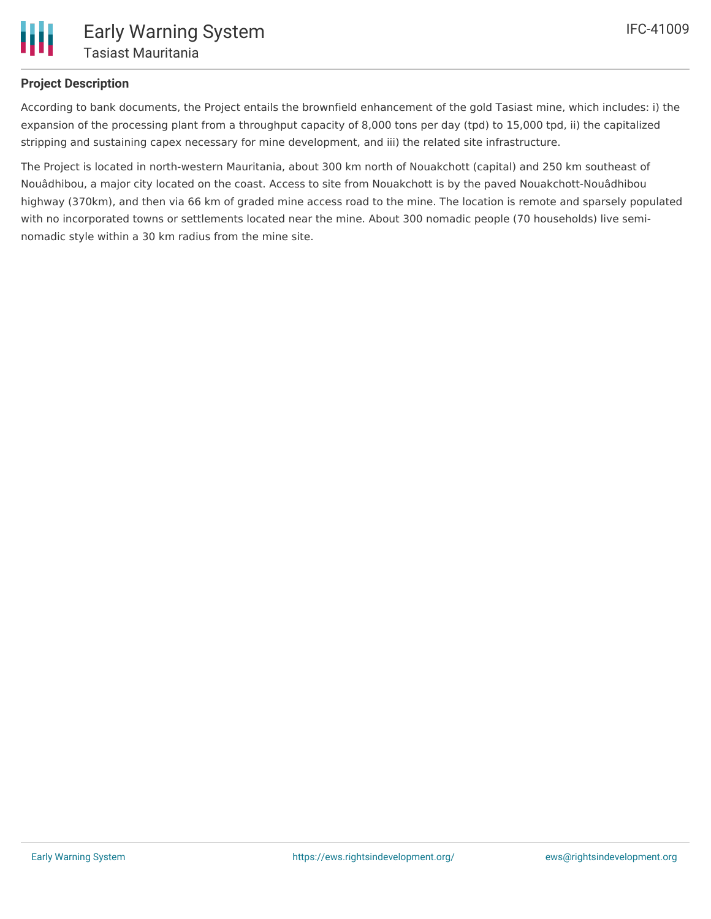**Project Description**

According to bank documents, the Project entails the brownfield enhancement of the gold Tasiast mine, which includes: i) the expansion of the processing plant from a throughput capacity of 8,000 tons per day (tpd) to 15,000 tpd, ii) the capitalized stripping and sustaining capex necessary for mine development, and iii) the related site infrastructure.

The Project is located in north-western Mauritania, about 300 km north of Nouakchott (capital) and 250 km southeast of Nouâdhibou, a major city located on the coast. Access to site from Nouakchott is by the paved Nouakchott-Nouâdhibou highway (370km), and then via 66 km of graded mine access road to the mine. The location is remote and sparsely populated with no incorporated towns or settlements located near the mine. About 300 nomadic people (70 households) live semi-nomadic style within a 30 km radius from the mine site.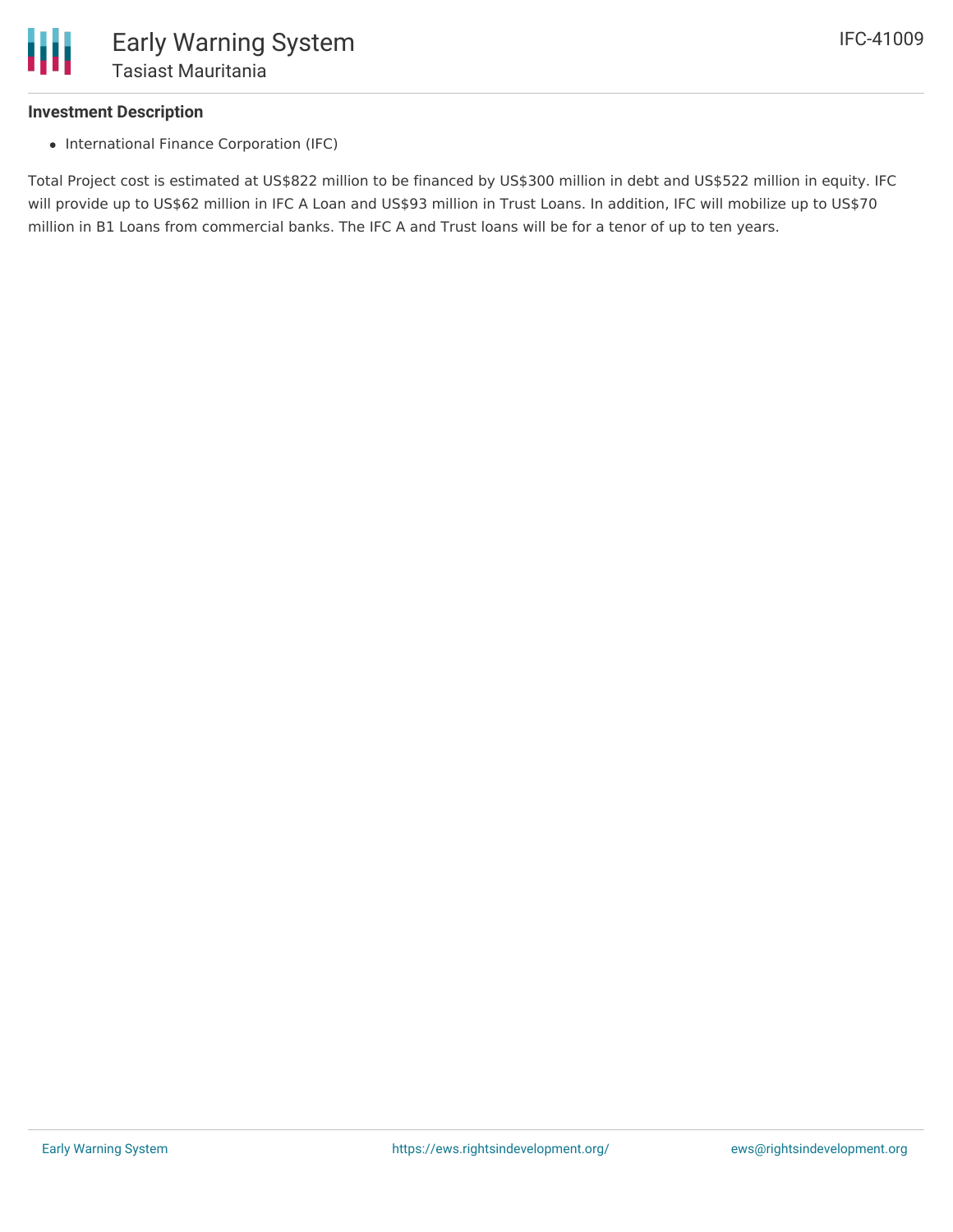**Investment Description**

- International Finance Corporation (IFC)

Total Project cost is estimated at US$822 million to be financed by US$300 million in debt and US$522 million in equity. IFC will provide up to US$62 million in IFC A Loan and US$93 million in Trust Loans. In addition, IFC will mobilize up to US$70 million in B1 Loans from commercial banks. The IFC A and Trust loans will be for a tenor of up to ten years.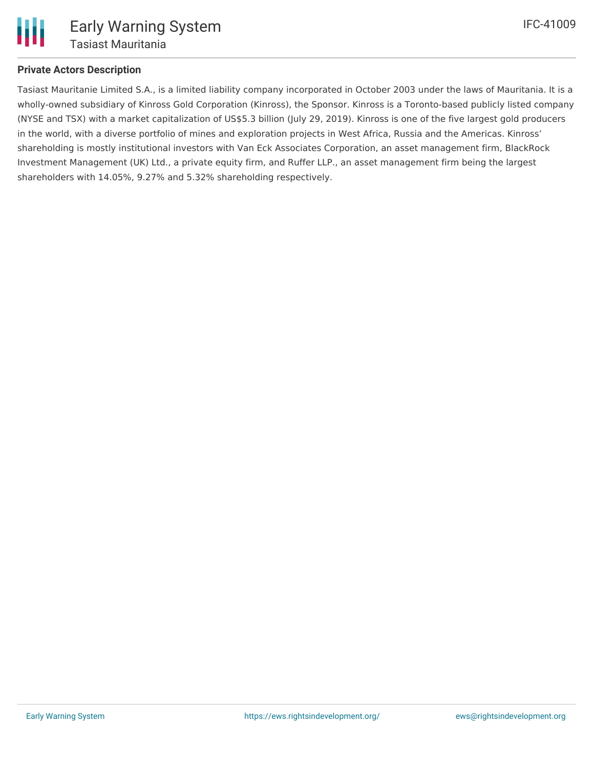## Private Actors Description

Tasiast Mauritanie Limited S.A., is a limited liability company incorporated in October 2003 under the laws of Mauritania. It is a wholly-owned subsidiary of Kinross Gold Corporation (Kinross), the Sponsor. Kinross is a Toronto-based publicly listed company (NYSE and TSX) with a market capitalization of US$5.3 billion (July 29, 2019). Kinross is one of the five largest gold producers in the world, with a diverse portfolio of mines and exploration projects in West Africa, Russia and the Americas. Kinross' shareholding is mostly institutional investors with Van Eck Associates Corporation, an asset management firm, BlackRock Investment Management (UK) Ltd., a private equity firm, and Ruffer LLP., an asset management firm being the largest shareholders with 14.05%, 9.27% and 5.32% shareholding respectively.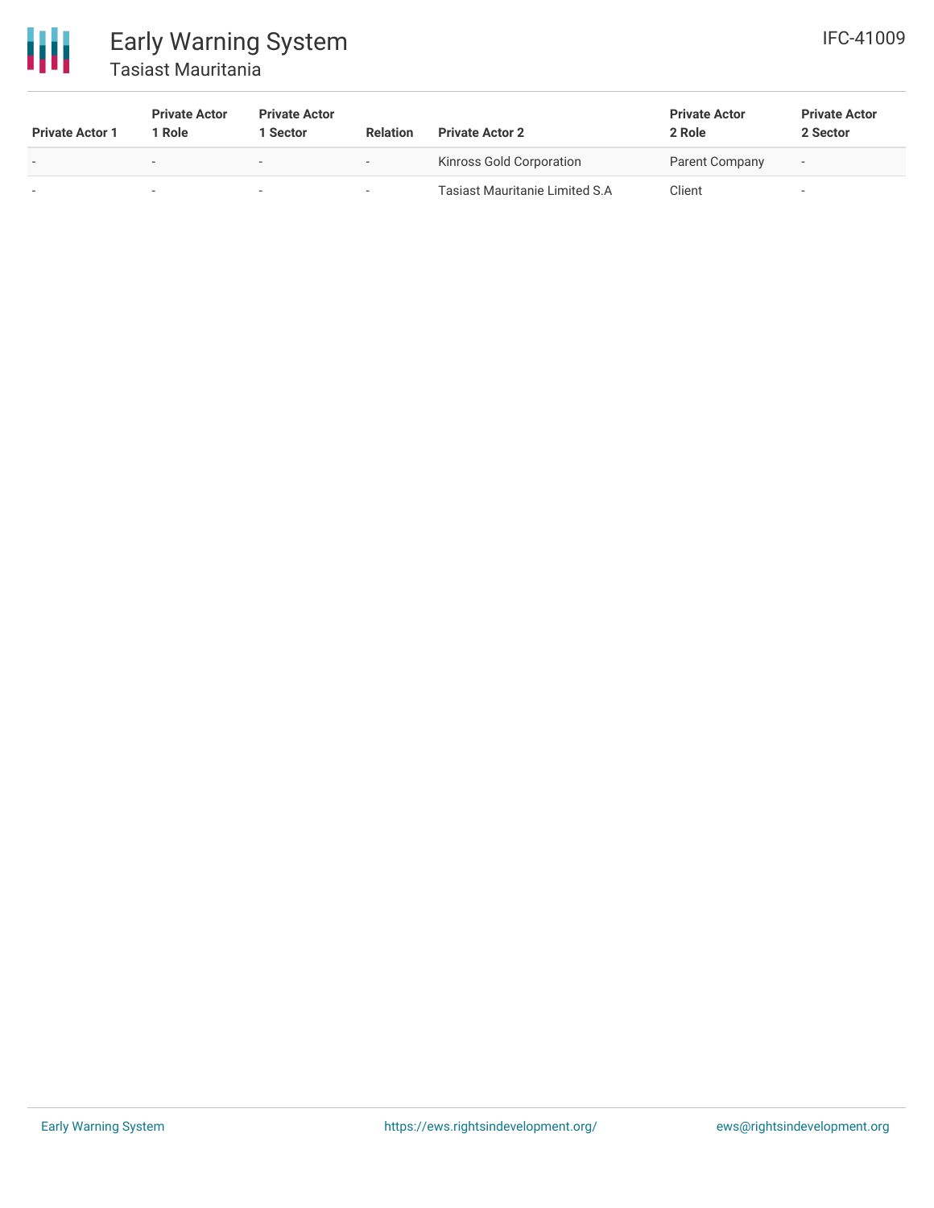| Private Actor 1 | Private Actor 1 Role | Private Actor 1 Sector | Relation | Private Actor 2 | Private Actor 2 Role | Private Actor 2 Sector |
|---|---|---|---|---|---|---|
| - | - | - | - | Kinross Gold Corporation | Parent Company | - |
| - | - | - | - | Tasiast Mauritanie Limited S.A | Client | - |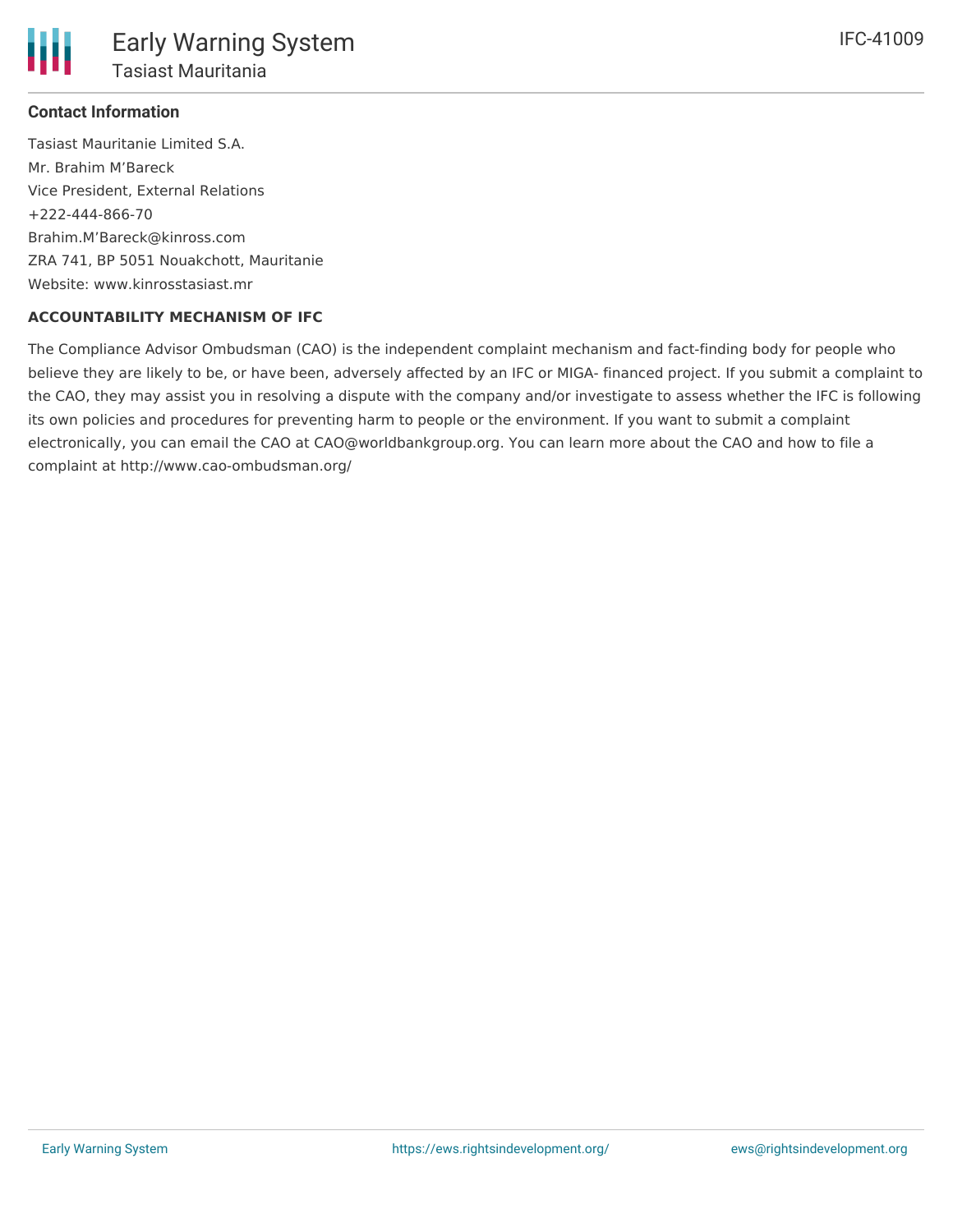### Contact Information

Tasiast Mauritanie Limited S.A.
Mr. Brahim M’Bareck
Vice President, External Relations
+222-444-866-70
Brahim.M’Bareck@kinross.com
ZRA 741, BP 5051 Nouakchott, Mauritanie
Website: www.kinrosstasiast.mr

**ACCOUNTABILITY MECHANISM OF IFC**

The Compliance Advisor Ombudsman (CAO) is the independent complaint mechanism and fact-finding body for people who believe they are likely to be, or have been, adversely affected by an IFC or MIGA- financed project. If you submit a complaint to the CAO, they may assist you in resolving a dispute with the company and/or investigate to assess whether the IFC is following its own policies and procedures for preventing harm to people or the environment. If you want to submit a complaint electronically, you can email the CAO at CAO@worldbankgroup.org. You can learn more about the CAO and how to file a complaint at http://www.cao-ombudsman.org/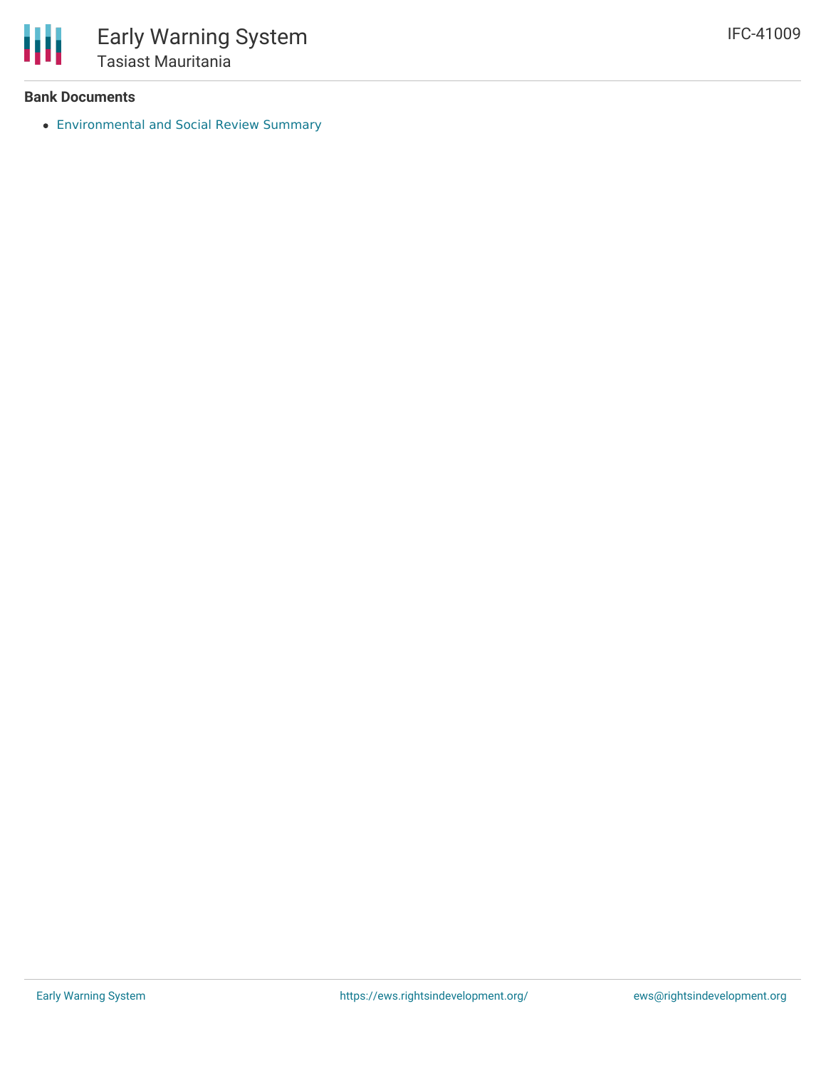## Bank Documents

- Environmental and Social Review Summary